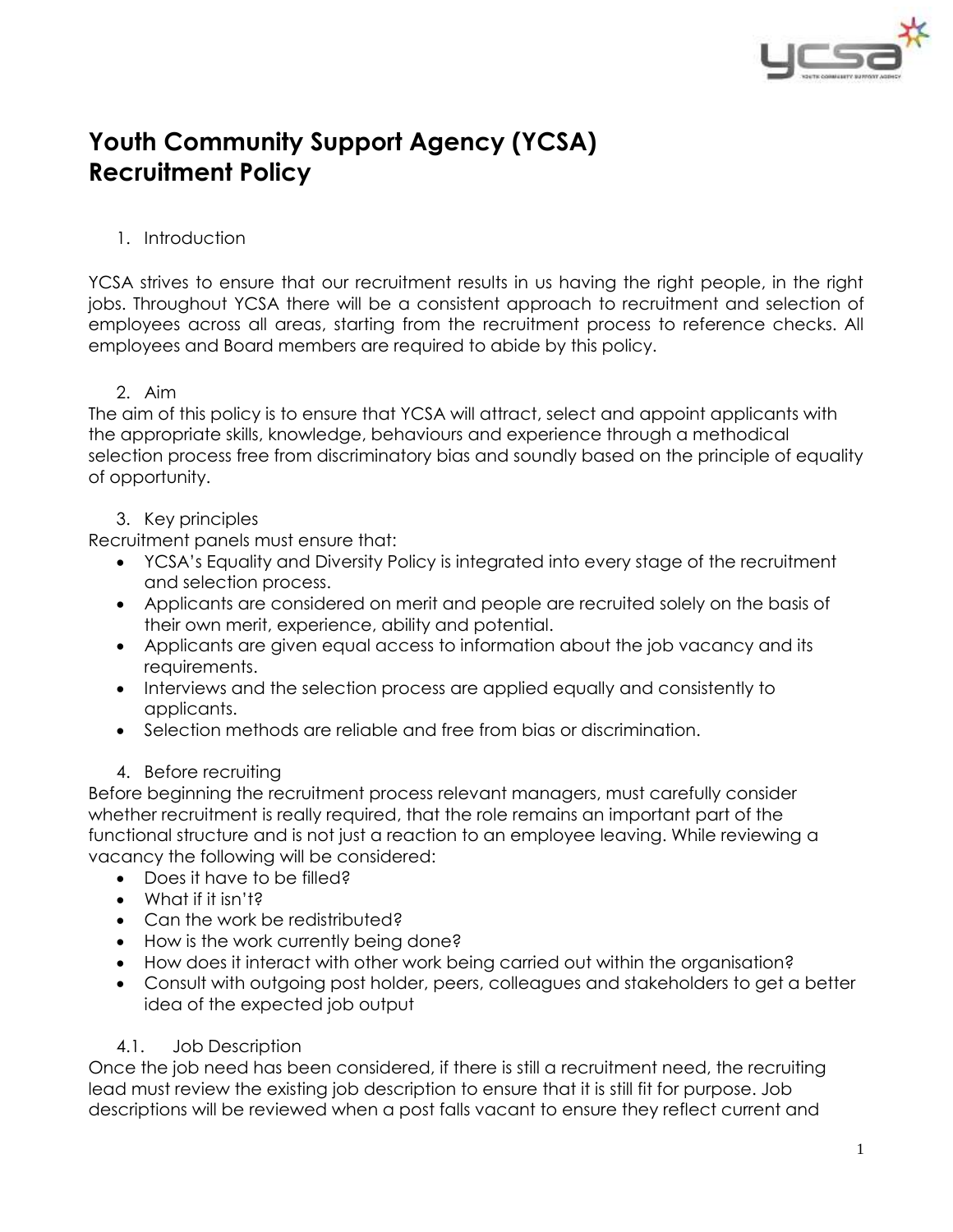# Youth Community Support Agency (YCSA)
# Recruitment Policy

## 1. Introduction

YCSA strives to ensure that our recruitment results in us having the right people, in the right jobs. Throughout YCSA there will be a consistent approach to recruitment and selection of employees across all areas, starting from the recruitment process to reference checks. All employees and Board members are required to abide by this policy.

## 2. Aim

The aim of this policy is to ensure that YCSA will attract, select and appoint applicants with the appropriate skills, knowledge, behaviours and experience through a methodical selection process free from discriminatory bias and soundly based on the principle of equality of opportunity.

## 3. Key principles

Recruitment panels must ensure that:

- YCSA's Equality and Diversity Policy is integrated into every stage of the recruitment and selection process.
- Applicants are considered on merit and people are recruited solely on the basis of their own merit, experience, ability and potential.
- Applicants are given equal access to information about the job vacancy and its requirements.
- Interviews and the selection process are applied equally and consistently to applicants.
- Selection methods are reliable and free from bias or discrimination.

## 4. Before recruiting

Before beginning the recruitment process relevant managers, must carefully consider whether recruitment is really required, that the role remains an important part of the functional structure and is not just a reaction to an employee leaving. While reviewing a vacancy the following will be considered:

- Does it have to be filled?
- What if it isn't?
- Can the work be redistributed?
- How is the work currently being done?
- How does it interact with other work being carried out within the organisation?
- Consult with outgoing post holder, peers, colleagues and stakeholders to get a better idea of the expected job output

### 4.1. Job Description

Once the job need has been considered, if there is still a recruitment need, the recruiting lead must review the existing job description to ensure that it is still fit for purpose. Job descriptions will be reviewed when a post falls vacant to ensure they reflect current and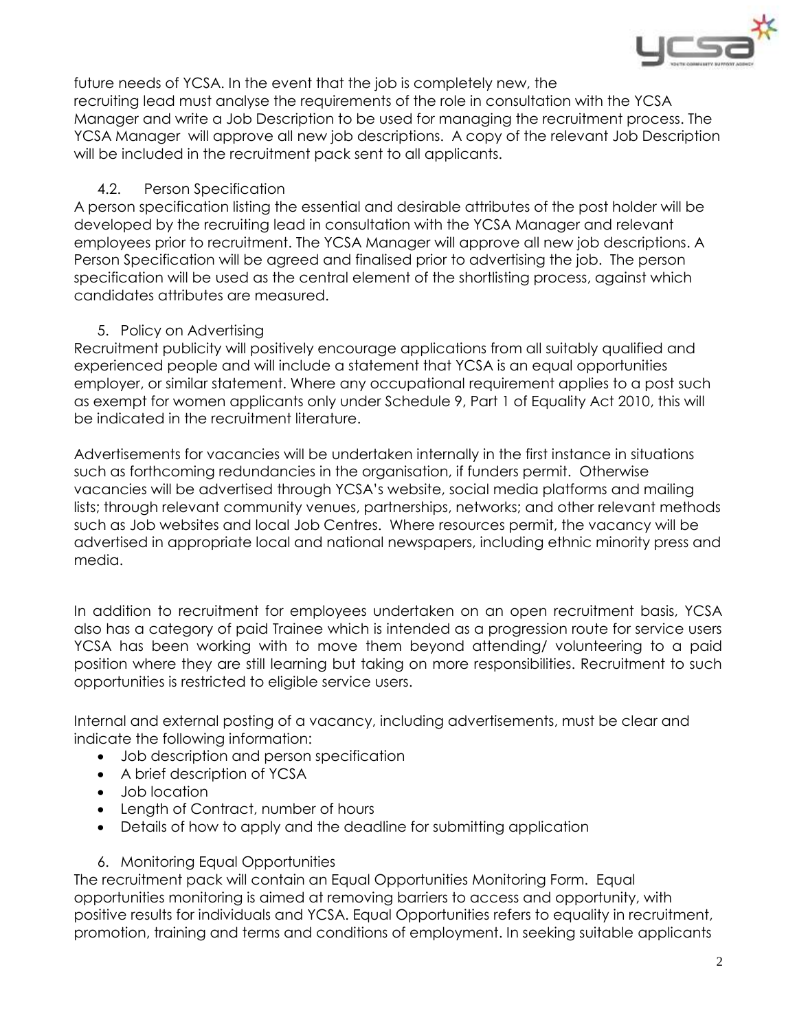future needs of YCSA. In the event that the job is completely new, the recruiting lead must analyse the requirements of the role in consultation with the YCSA Manager and write a Job Description to be used for managing the recruitment process. The YCSA Manager will approve all new job descriptions. A copy of the relevant Job Description will be included in the recruitment pack sent to all applicants.

### 4.2. Person Specification

A person specification listing the essential and desirable attributes of the post holder will be developed by the recruiting lead in consultation with the YCSA Manager and relevant employees prior to recruitment. The YCSA Manager will approve all new job descriptions. A Person Specification will be agreed and finalised prior to advertising the job. The person specification will be used as the central element of the shortlisting process, against which candidates attributes are measured.

## 5. Policy on Advertising

Recruitment publicity will positively encourage applications from all suitably qualified and experienced people and will include a statement that YCSA is an equal opportunities employer, or similar statement. Where any occupational requirement applies to a post such as exempt for women applicants only under Schedule 9, Part 1 of Equality Act 2010, this will be indicated in the recruitment literature.

Advertisements for vacancies will be undertaken internally in the first instance in situations such as forthcoming redundancies in the organisation, if funders permit. Otherwise vacancies will be advertised through YCSA's website, social media platforms and mailing lists; through relevant community venues, partnerships, networks; and other relevant methods such as Job websites and local Job Centres. Where resources permit, the vacancy will be advertised in appropriate local and national newspapers, including ethnic minority press and media.

In addition to recruitment for employees undertaken on an open recruitment basis, YCSA also has a category of paid Trainee which is intended as a progression route for service users YCSA has been working with to move them beyond attending/ volunteering to a paid position where they are still learning but taking on more responsibilities. Recruitment to such opportunities is restricted to eligible service users.

Internal and external posting of a vacancy, including advertisements, must be clear and indicate the following information:

- Job description and person specification
- A brief description of YCSA
- Job location
- Length of Contract, number of hours
- Details of how to apply and the deadline for submitting application

## 6. Monitoring Equal Opportunities

The recruitment pack will contain an Equal Opportunities Monitoring Form. Equal opportunities monitoring is aimed at removing barriers to access and opportunity, with positive results for individuals and YCSA. Equal Opportunities refers to equality in recruitment, promotion, training and terms and conditions of employment. In seeking suitable applicants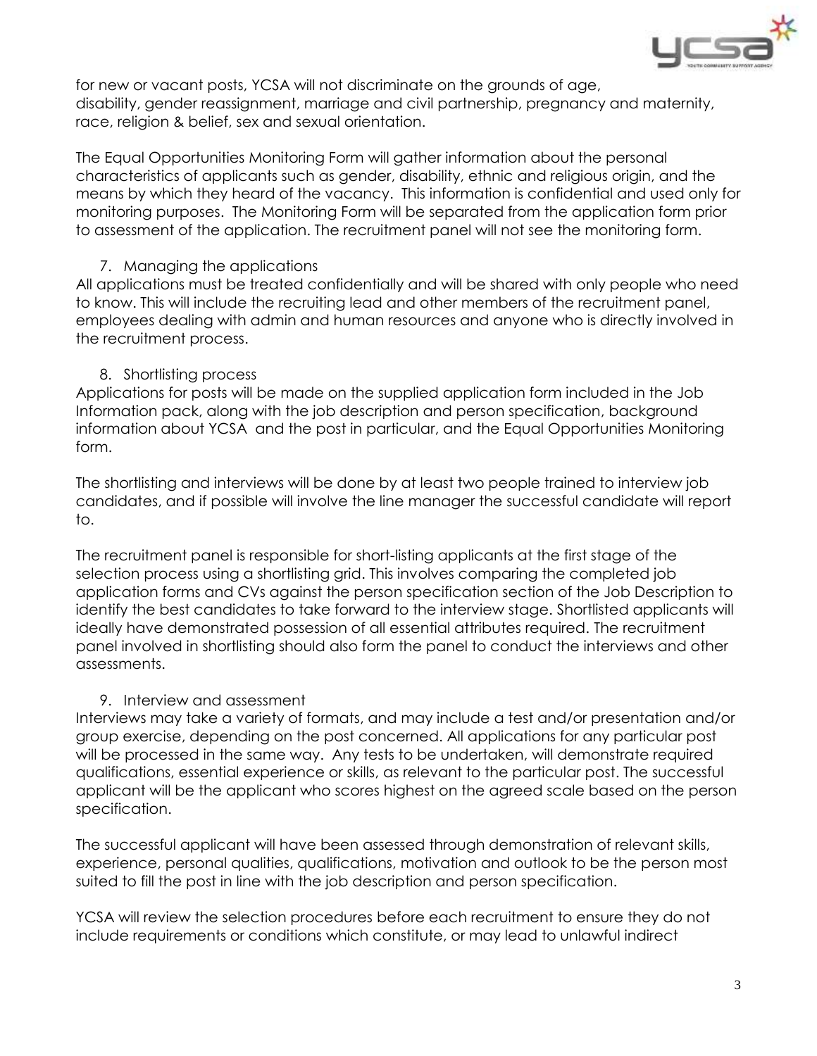for new or vacant posts, YCSA will not discriminate on the grounds of age, disability, gender reassignment, marriage and civil partnership, pregnancy and maternity, race, religion & belief, sex and sexual orientation.

The Equal Opportunities Monitoring Form will gather information about the personal characteristics of applicants such as gender, disability, ethnic and religious origin, and the means by which they heard of the vacancy. This information is confidential and used only for monitoring purposes. The Monitoring Form will be separated from the application form prior to assessment of the application. The recruitment panel will not see the monitoring form.

7. Managing the applications

All applications must be treated confidentially and will be shared with only people who need to know. This will include the recruiting lead and other members of the recruitment panel, employees dealing with admin and human resources and anyone who is directly involved in the recruitment process.

8. Shortlisting process

Applications for posts will be made on the supplied application form included in the Job Information pack, along with the job description and person specification, background information about YCSA and the post in particular, and the Equal Opportunities Monitoring form.

The shortlisting and interviews will be done by at least two people trained to interview job candidates, and if possible will involve the line manager the successful candidate will report to.

The recruitment panel is responsible for short-listing applicants at the first stage of the selection process using a shortlisting grid. This involves comparing the completed job application forms and CVs against the person specification section of the Job Description to identify the best candidates to take forward to the interview stage. Shortlisted applicants will ideally have demonstrated possession of all essential attributes required. The recruitment panel involved in shortlisting should also form the panel to conduct the interviews and other assessments.

9. Interview and assessment

Interviews may take a variety of formats, and may include a test and/or presentation and/or group exercise, depending on the post concerned. All applications for any particular post will be processed in the same way. Any tests to be undertaken, will demonstrate required qualifications, essential experience or skills, as relevant to the particular post. The successful applicant will be the applicant who scores highest on the agreed scale based on the person specification.

The successful applicant will have been assessed through demonstration of relevant skills, experience, personal qualities, qualifications, motivation and outlook to be the person most suited to fill the post in line with the job description and person specification.

YCSA will review the selection procedures before each recruitment to ensure they do not include requirements or conditions which constitute, or may lead to unlawful indirect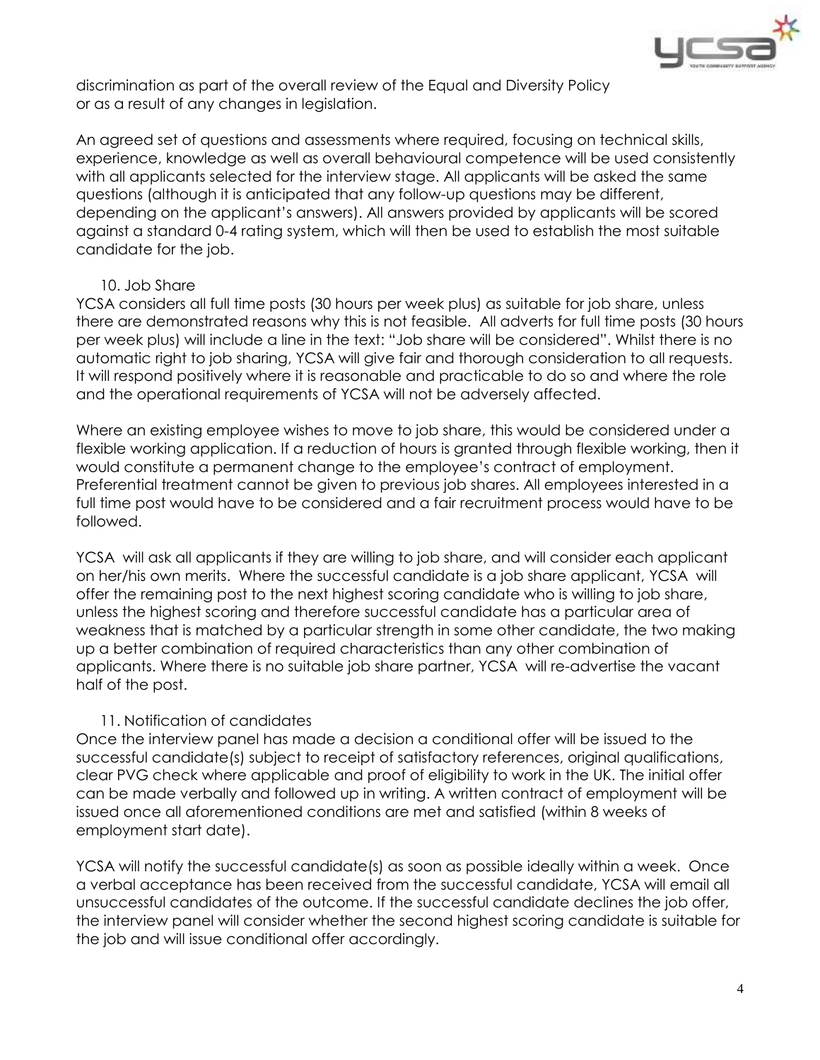discrimination as part of the overall review of the Equal and Diversity Policy or as a result of any changes in legislation.

An agreed set of questions and assessments where required, focusing on technical skills, experience, knowledge as well as overall behavioural competence will be used consistently with all applicants selected for the interview stage. All applicants will be asked the same questions (although it is anticipated that any follow-up questions may be different, depending on the applicant's answers). All answers provided by applicants will be scored against a standard 0-4 rating system, which will then be used to establish the most suitable candidate for the job.

## 10. Job Share

YCSA considers all full time posts (30 hours per week plus) as suitable for job share, unless there are demonstrated reasons why this is not feasible. All adverts for full time posts (30 hours per week plus) will include a line in the text: "Job share will be considered". Whilst there is no automatic right to job sharing, YCSA will give fair and thorough consideration to all requests. It will respond positively where it is reasonable and practicable to do so and where the role and the operational requirements of YCSA will not be adversely affected.

Where an existing employee wishes to move to job share, this would be considered under a flexible working application. If a reduction of hours is granted through flexible working, then it would constitute a permanent change to the employee's contract of employment. Preferential treatment cannot be given to previous job shares. All employees interested in a full time post would have to be considered and a fair recruitment process would have to be followed.

YCSA will ask all applicants if they are willing to job share, and will consider each applicant on her/his own merits. Where the successful candidate is a job share applicant, YCSA will offer the remaining post to the next highest scoring candidate who is willing to job share, unless the highest scoring and therefore successful candidate has a particular area of weakness that is matched by a particular strength in some other candidate, the two making up a better combination of required characteristics than any other combination of applicants. Where there is no suitable job share partner, YCSA will re-advertise the vacant half of the post.

## 11. Notification of candidates

Once the interview panel has made a decision a conditional offer will be issued to the successful candidate(s) subject to receipt of satisfactory references, original qualifications, clear PVG check where applicable and proof of eligibility to work in the UK. The initial offer can be made verbally and followed up in writing. A written contract of employment will be issued once all aforementioned conditions are met and satisfied (within 8 weeks of employment start date).

YCSA will notify the successful candidate(s) as soon as possible ideally within a week. Once a verbal acceptance has been received from the successful candidate, YCSA will email all unsuccessful candidates of the outcome. If the successful candidate declines the job offer, the interview panel will consider whether the second highest scoring candidate is suitable for the job and will issue conditional offer accordingly.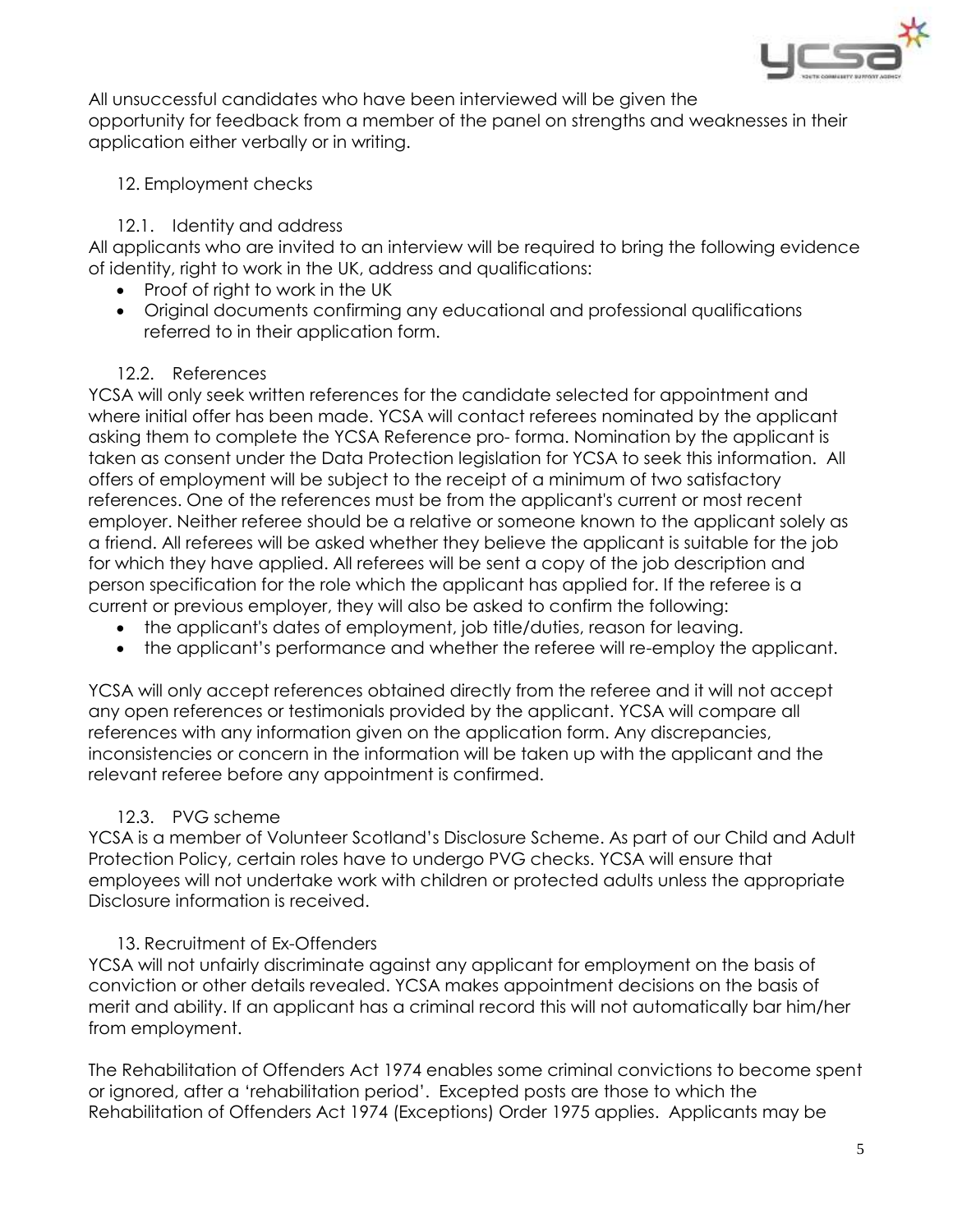All unsuccessful candidates who have been interviewed will be given the opportunity for feedback from a member of the panel on strengths and weaknesses in their application either verbally or in writing.

## 12. Employment checks

### 12.1. Identity and address

All applicants who are invited to an interview will be required to bring the following evidence of identity, right to work in the UK, address and qualifications:

- Proof of right to work in the UK
- Original documents confirming any educational and professional qualifications referred to in their application form.

### 12.2. References

YCSA will only seek written references for the candidate selected for appointment and where initial offer has been made. YCSA will contact referees nominated by the applicant asking them to complete the YCSA Reference pro- forma. Nomination by the applicant is taken as consent under the Data Protection legislation for YCSA to seek this information. All offers of employment will be subject to the receipt of a minimum of two satisfactory references. One of the references must be from the applicant's current or most recent employer. Neither referee should be a relative or someone known to the applicant solely as a friend. All referees will be asked whether they believe the applicant is suitable for the job for which they have applied. All referees will be sent a copy of the job description and person specification for the role which the applicant has applied for. If the referee is a current or previous employer, they will also be asked to confirm the following:

- the applicant's dates of employment, job title/duties, reason for leaving.
- the applicant's performance and whether the referee will re-employ the applicant.

YCSA will only accept references obtained directly from the referee and it will not accept any open references or testimonials provided by the applicant. YCSA will compare all references with any information given on the application form. Any discrepancies, inconsistencies or concern in the information will be taken up with the applicant and the relevant referee before any appointment is confirmed.

### 12.3. PVG scheme

YCSA is a member of Volunteer Scotland's Disclosure Scheme. As part of our Child and Adult Protection Policy, certain roles have to undergo PVG checks. YCSA will ensure that employees will not undertake work with children or protected adults unless the appropriate Disclosure information is received.

## 13. Recruitment of Ex-Offenders

YCSA will not unfairly discriminate against any applicant for employment on the basis of conviction or other details revealed. YCSA makes appointment decisions on the basis of merit and ability. If an applicant has a criminal record this will not automatically bar him/her from employment.

The Rehabilitation of Offenders Act 1974 enables some criminal convictions to become spent or ignored, after a 'rehabilitation period'. Excepted posts are those to which the Rehabilitation of Offenders Act 1974 (Exceptions) Order 1975 applies. Applicants may be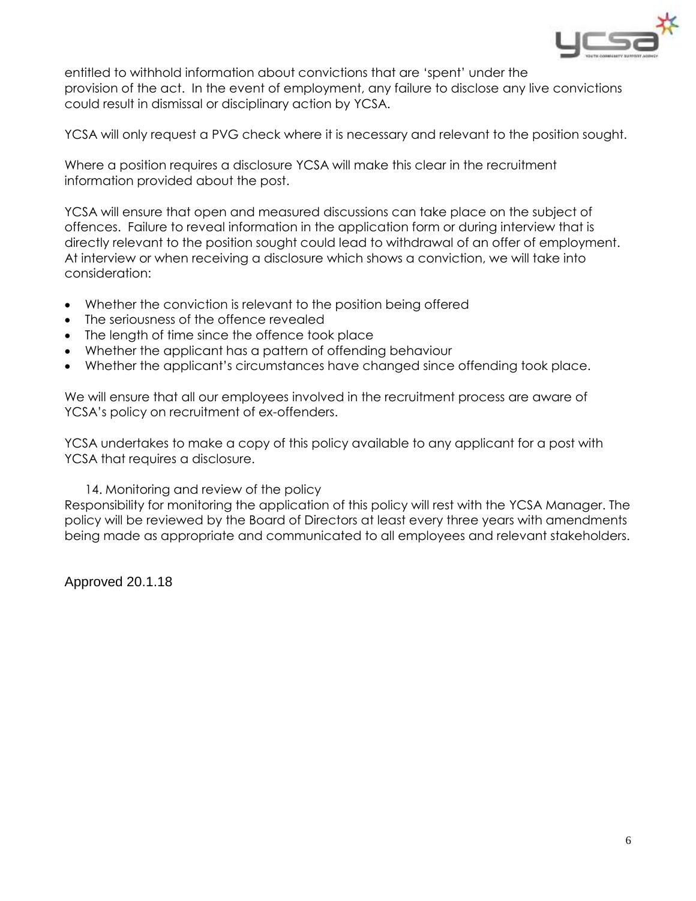entitled to withhold information about convictions that are 'spent' under the provision of the act. In the event of employment, any failure to disclose any live convictions could result in dismissal or disciplinary action by YCSA.

YCSA will only request a PVG check where it is necessary and relevant to the position sought.

Where a position requires a disclosure YCSA will make this clear in the recruitment information provided about the post.

YCSA will ensure that open and measured discussions can take place on the subject of offences. Failure to reveal information in the application form or during interview that is directly relevant to the position sought could lead to withdrawal of an offer of employment. At interview or when receiving a disclosure which shows a conviction, we will take into consideration:

- Whether the conviction is relevant to the position being offered
- The seriousness of the offence revealed
- The length of time since the offence took place
- Whether the applicant has a pattern of offending behaviour
- Whether the applicant's circumstances have changed since offending took place.

We will ensure that all our employees involved in the recruitment process are aware of YCSA's policy on recruitment of ex-offenders.

YCSA undertakes to make a copy of this policy available to any applicant for a post with YCSA that requires a disclosure.

## 14. Monitoring and review of the policy

Responsibility for monitoring the application of this policy will rest with the YCSA Manager. The policy will be reviewed by the Board of Directors at least every three years with amendments being made as appropriate and communicated to all employees and relevant stakeholders.

Approved 20.1.18